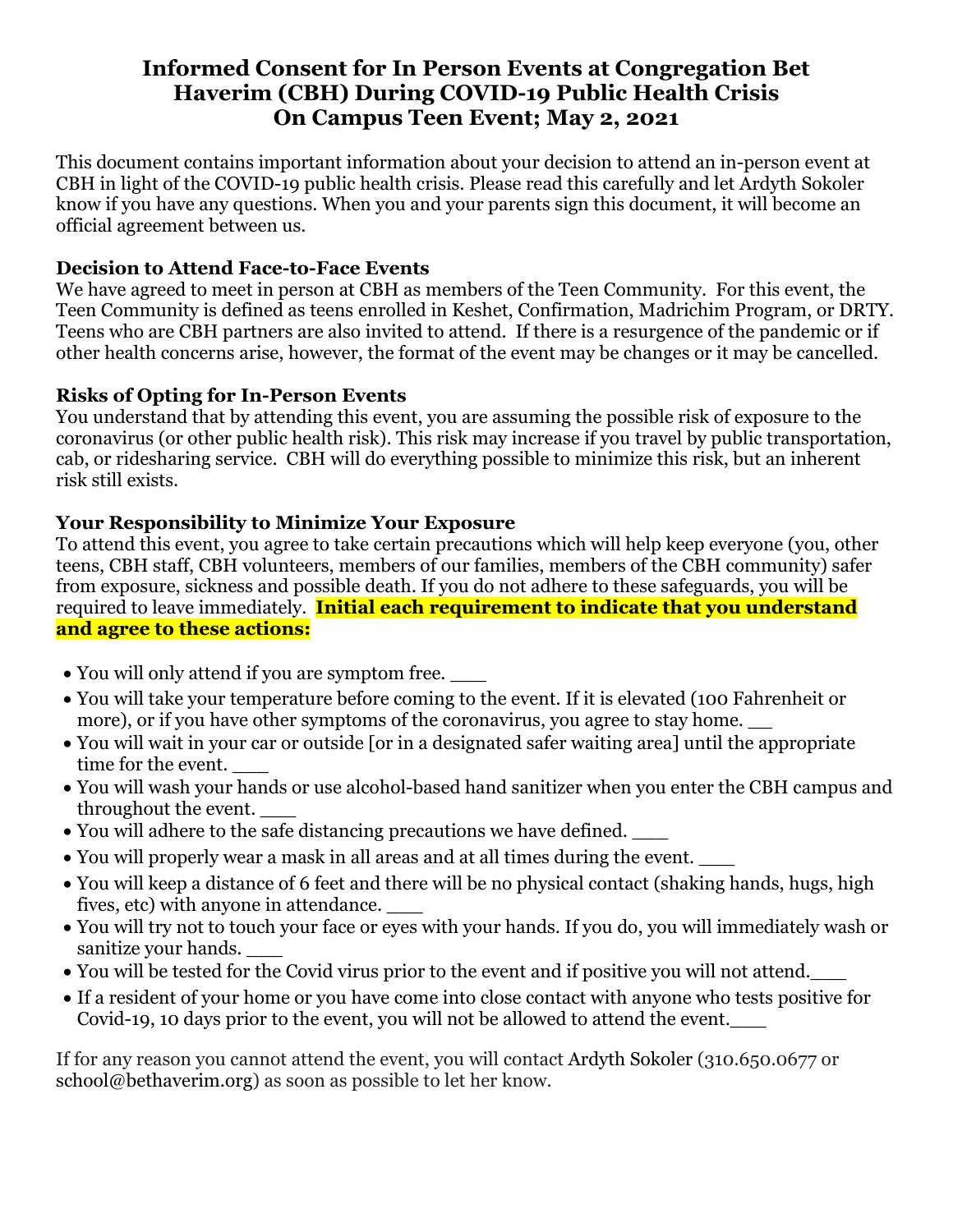# Informed Consent for In Person Events at Congregation Bet Haverim (CBH) During COVID-19 Public Health Crisis On Campus Teen Event; May 2, 2021

This document contains important information about your decision to attend an in-person event at CBH in light of the COVID-19 public health crisis. Please read this carefully and let Ardyth Sokoler know if you have any questions. When you and your parents sign this document, it will become an official agreement between us.

### Decision to Attend Face-to-Face Events

We have agreed to meet in person at CBH as members of the Teen Community. For this event, the Teen Community is defined as teens enrolled in Keshet, Confirmation, Madrichim Program, or DRTY. Teens who are CBH partners are also invited to attend. If there is a resurgence of the pandemic or if other health concerns arise, however, the format of the event may be changes or it may be cancelled.

### Risks of Opting for In-Person Events

You understand that by attending this event, you are assuming the possible risk of exposure to the coronavirus (or other public health risk). This risk may increase if you travel by public transportation, cab, or ridesharing service. CBH will do everything possible to minimize this risk, but an inherent risk still exists.

### Your Responsibility to Minimize Your Exposure

To attend this event, you agree to take certain precautions which will help keep everyone (you, other teens, CBH staff, CBH volunteers, members of our families, members of the CBH community) safer from exposure, sickness and possible death. If you do not adhere to these safeguards, you will be required to leave immediately. **Initial each requirement to indicate that you understand and agree to these actions:**

- You will only attend if you are symptom free. ___
- You will take your temperature before coming to the event. If it is elevated (100 Fahrenheit or more), or if you have other symptoms of the coronavirus, you agree to stay home. __
- You will wait in your car or outside [or in a designated safer waiting area] until the appropriate time for the event. ___
- You will wash your hands or use alcohol-based hand sanitizer when you enter the CBH campus and throughout the event. ___
- You will adhere to the safe distancing precautions we have defined. ___
- You will properly wear a mask in all areas and at all times during the event. ___
- You will keep a distance of 6 feet and there will be no physical contact (shaking hands, hugs, high fives, etc) with anyone in attendance. ___
- You will try not to touch your face or eyes with your hands. If you do, you will immediately wash or sanitize your hands. ___
- You will be tested for the Covid virus prior to the event and if positive you will not attend.___
- If a resident of your home or you have come into close contact with anyone who tests positive for Covid-19, 10 days prior to the event, you will not be allowed to attend the event.___

If for any reason you cannot attend the event, you will contact Ardyth Sokoler (310.650.0677 or school@bethaverim.org) as soon as possible to let her know.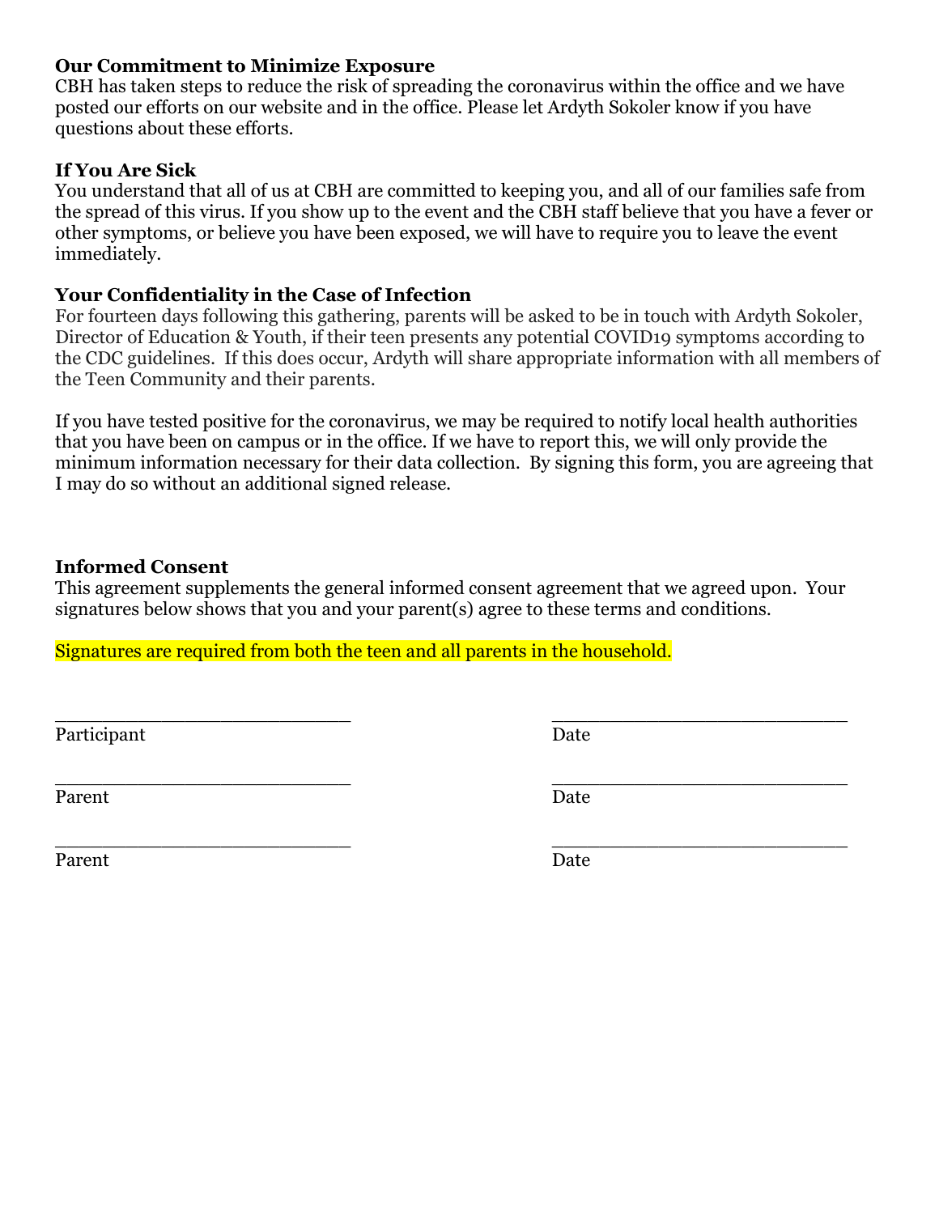### Our Commitment to Minimize Exposure

CBH has taken steps to reduce the risk of spreading the coronavirus within the office and we have posted our efforts on our website and in the office. Please let Ardyth Sokoler know if you have questions about these efforts.

### If You Are Sick

You understand that all of us at CBH are committed to keeping you, and all of our families safe from the spread of this virus. If you show up to the event and the CBH staff believe that you have a fever or other symptoms, or believe you have been exposed, we will have to require you to leave the event immediately.

### Your Confidentiality in the Case of Infection

For fourteen days following this gathering, parents will be asked to be in touch with Ardyth Sokoler, Director of Education & Youth, if their teen presents any potential COVID19 symptoms according to the CDC guidelines. If this does occur, Ardyth will share appropriate information with all members of the Teen Community and their parents.

If you have tested positive for the coronavirus, we may be required to notify local health authorities that you have been on campus or in the office. If we have to report this, we will only provide the minimum information necessary for their data collection. By signing this form, you are agreeing that I may do so without an additional signed release.

### Informed Consent

This agreement supplements the general informed consent agreement that we agreed upon. Your signatures below shows that you and your parent(s) agree to these terms and conditions.

Signatures are required from both the teen and all parents in the household.

\_\_\_\_\_\_\_\_\_\_\_\_\_\_\_\_\_\_\_\_\_\_\_\_\_\_ \_\_\_\_\_\_\_\_\_\_\_\_\_\_\_\_\_\_\_\_\_\_\_\_\_\_
Participant Date

\_\_\_\_\_\_\_\_\_\_\_\_\_\_\_\_\_\_\_\_\_\_\_\_\_\_ \_\_\_\_\_\_\_\_\_\_\_\_\_\_\_\_\_\_\_\_\_\_\_\_\_\_
Parent Date

\_\_\_\_\_\_\_\_\_\_\_\_\_\_\_\_\_\_\_\_\_\_\_\_\_\_ \_\_\_\_\_\_\_\_\_\_\_\_\_\_\_\_\_\_\_\_\_\_\_\_\_\_
Parent Date